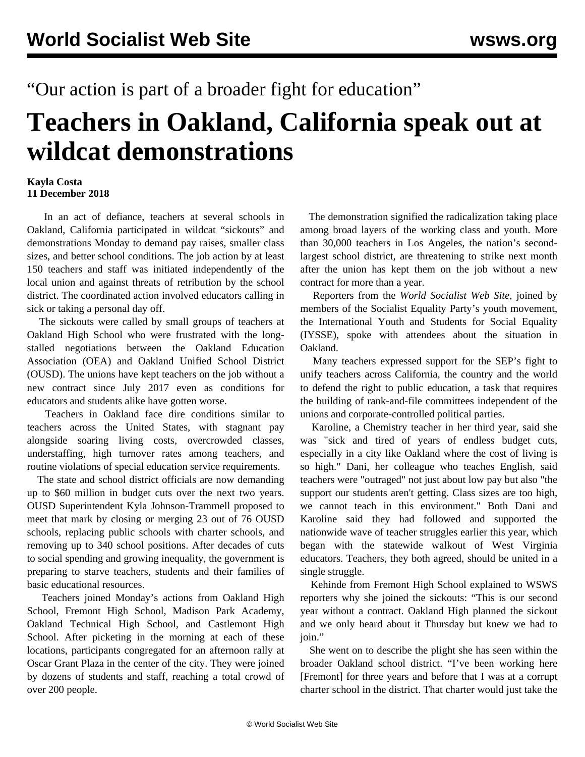“Our action is part of a broader fight for education”

# Teachers in Oakland, California speak out at wildcat demonstrations

**Kayla Costa**
**11 December 2018**

In an act of defiance, teachers at several schools in Oakland, California participated in wildcat “sickouts” and demonstrations Monday to demand pay raises, smaller class sizes, and better school conditions. The job action by at least 150 teachers and staff was initiated independently of the local union and against threats of retribution by the school district. The coordinated action involved educators calling in sick or taking a personal day off.

The sickouts were called by small groups of teachers at Oakland High School who were frustrated with the long-stalled negotiations between the Oakland Education Association (OEA) and Oakland Unified School District (OUSD). The unions have kept teachers on the job without a new contract since July 2017 even as conditions for educators and students alike have gotten worse.

Teachers in Oakland face dire conditions similar to teachers across the United States, with stagnant pay alongside soaring living costs, overcrowded classes, understaffing, high turnover rates among teachers, and routine violations of special education service requirements.

The state and school district officials are now demanding up to $60 million in budget cuts over the next two years. OUSD Superintendent Kyla Johnson-Trammell proposed to meet that mark by closing or merging 23 out of 76 OUSD schools, replacing public schools with charter schools, and removing up to 340 school positions. After decades of cuts to social spending and growing inequality, the government is preparing to starve teachers, students and their families of basic educational resources.

Teachers joined Monday’s actions from Oakland High School, Fremont High School, Madison Park Academy, Oakland Technical High School, and Castlemont High School. After picketing in the morning at each of these locations, participants congregated for an afternoon rally at Oscar Grant Plaza in the center of the city. They were joined by dozens of students and staff, reaching a total crowd of over 200 people.

The demonstration signified the radicalization taking place among broad layers of the working class and youth. More than 30,000 teachers in Los Angeles, the nation’s second-largest school district, are threatening to strike next month after the union has kept them on the job without a new contract for more than a year.

Reporters from the *World Socialist Web Site*, joined by members of the Socialist Equality Party’s youth movement, the International Youth and Students for Social Equality (IYSSE), spoke with attendees about the situation in Oakland.

Many teachers expressed support for the SEP’s fight to unify teachers across California, the country and the world to defend the right to public education, a task that requires the building of rank-and-file committees independent of the unions and corporate-controlled political parties.

Karoline, a Chemistry teacher in her third year, said she was "sick and tired of years of endless budget cuts, especially in a city like Oakland where the cost of living is so high." Dani, her colleague who teaches English, said teachers were "outraged" not just about low pay but also "the support our students aren't getting. Class sizes are too high, we cannot teach in this environment." Both Dani and Karoline said they had followed and supported the nationwide wave of teacher struggles earlier this year, which began with the statewide walkout of West Virginia educators. Teachers, they both agreed, should be united in a single struggle.

Kehinde from Fremont High School explained to WSWS reporters why she joined the sickouts: “This is our second year without a contract. Oakland High planned the sickout and we only heard about it Thursday but knew we had to join.”

She went on to describe the plight she has seen within the broader Oakland school district. “I’ve been working here [Fremont] for three years and before that I was at a corrupt charter school in the district. That charter would just take the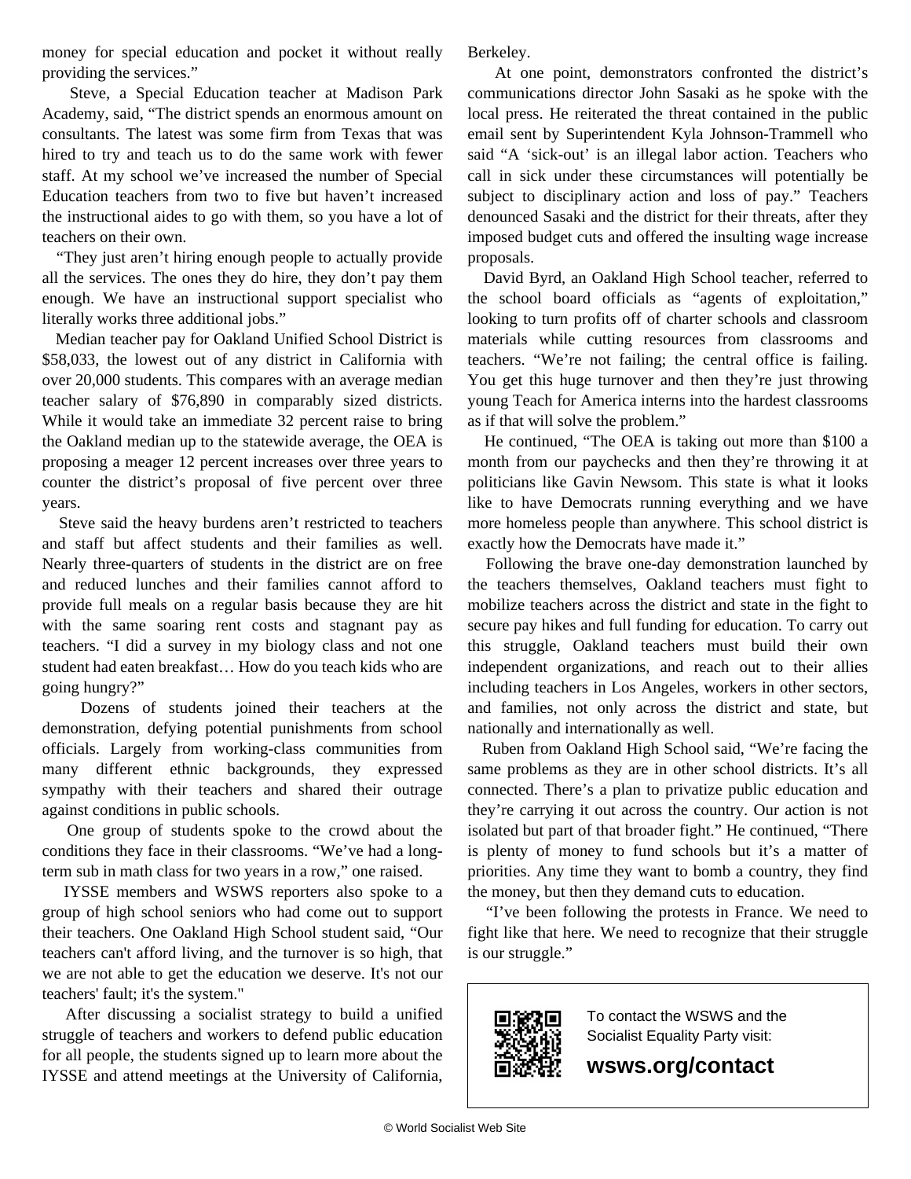money for special education and pocket it without really providing the services."

Steve, a Special Education teacher at Madison Park Academy, said, "The district spends an enormous amount on consultants. The latest was some firm from Texas that was hired to try and teach us to do the same work with fewer staff. At my school we've increased the number of Special Education teachers from two to five but haven't increased the instructional aides to go with them, so you have a lot of teachers on their own.

"They just aren't hiring enough people to actually provide all the services. The ones they do hire, they don't pay them enough. We have an instructional support specialist who literally works three additional jobs."

Median teacher pay for Oakland Unified School District is $58,033, the lowest out of any district in California with over 20,000 students. This compares with an average median teacher salary of $76,890 in comparably sized districts. While it would take an immediate 32 percent raise to bring the Oakland median up to the statewide average, the OEA is proposing a meager 12 percent increases over three years to counter the district's proposal of five percent over three years.

Steve said the heavy burdens aren't restricted to teachers and staff but affect students and their families as well. Nearly three-quarters of students in the district are on free and reduced lunches and their families cannot afford to provide full meals on a regular basis because they are hit with the same soaring rent costs and stagnant pay as teachers. "I did a survey in my biology class and not one student had eaten breakfast… How do you teach kids who are going hungry?"

Dozens of students joined their teachers at the demonstration, defying potential punishments from school officials. Largely from working-class communities from many different ethnic backgrounds, they expressed sympathy with their teachers and shared their outrage against conditions in public schools.

One group of students spoke to the crowd about the conditions they face in their classrooms. "We've had a long-term sub in math class for two years in a row," one raised.

IYSSE members and WSWS reporters also spoke to a group of high school seniors who had come out to support their teachers. One Oakland High School student said, "Our teachers can't afford living, and the turnover is so high, that we are not able to get the education we deserve. It's not our teachers' fault; it's the system."

After discussing a socialist strategy to build a unified struggle of teachers and workers to defend public education for all people, the students signed up to learn more about the IYSSE and attend meetings at the University of California, Berkeley.

At one point, demonstrators confronted the district's communications director John Sasaki as he spoke with the local press. He reiterated the threat contained in the public email sent by Superintendent Kyla Johnson-Trammell who said "A 'sick-out' is an illegal labor action. Teachers who call in sick under these circumstances will potentially be subject to disciplinary action and loss of pay." Teachers denounced Sasaki and the district for their threats, after they imposed budget cuts and offered the insulting wage increase proposals.

David Byrd, an Oakland High School teacher, referred to the school board officials as "agents of exploitation," looking to turn profits off of charter schools and classroom materials while cutting resources from classrooms and teachers. "We're not failing; the central office is failing. You get this huge turnover and then they're just throwing young Teach for America interns into the hardest classrooms as if that will solve the problem."

He continued, "The OEA is taking out more than $100 a month from our paychecks and then they're throwing it at politicians like Gavin Newsom. This state is what it looks like to have Democrats running everything and we have more homeless people than anywhere. This school district is exactly how the Democrats have made it."

Following the brave one-day demonstration launched by the teachers themselves, Oakland teachers must fight to mobilize teachers across the district and state in the fight to secure pay hikes and full funding for education. To carry out this struggle, Oakland teachers must build their own independent organizations, and reach out to their allies including teachers in Los Angeles, workers in other sectors, and families, not only across the district and state, but nationally and internationally as well.

Ruben from Oakland High School said, "We're facing the same problems as they are in other school districts. It's all connected. There's a plan to privatize public education and they're carrying it out across the country. Our action is not isolated but part of that broader fight." He continued, "There is plenty of money to fund schools but it's a matter of priorities. Any time they want to bomb a country, they find the money, but then they demand cuts to education.

"I've been following the protests in France. We need to fight like that here. We need to recognize that their struggle is our struggle."

To contact the WSWS and the Socialist Equality Party visit:

**wsws.org/contact**